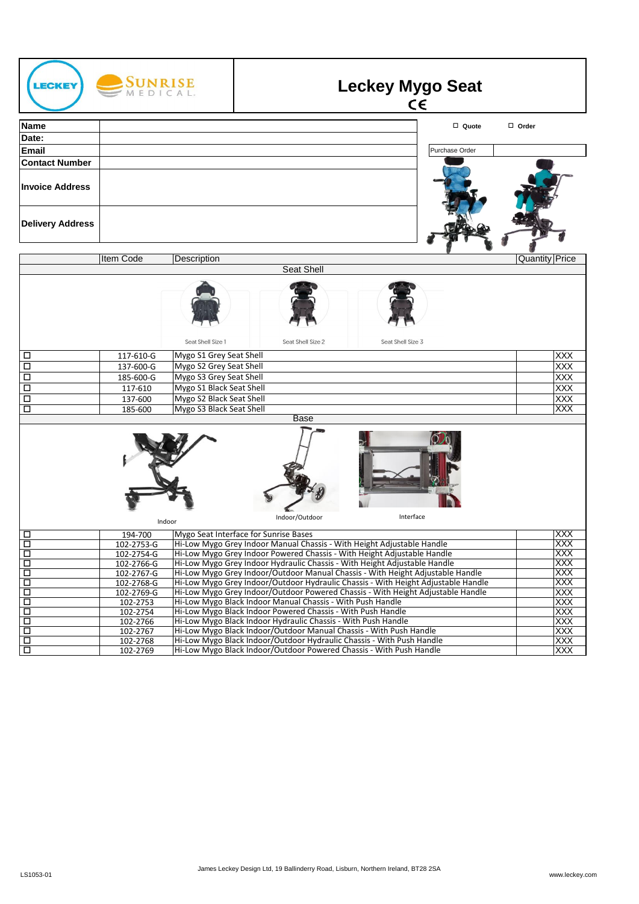# Leckey Mygo Seat

CE

| Name | | ☐ Quote | ☐ Order |
|---|---|---|---|
| Date: | | | |
| Email | | Purchase Order | |
| Contact Number | | | |
| Invoice Address | | | |
| Delivery Address | | | |

| | Item Code | Description | Quantity | Price |
|---|---|---|---|---|
| | | **Seat Shell** | | |
| | | Seat Shell Size 1 / Seat Shell Size 2 / Seat Shell Size 3 | | |
| ☐ | 117-610-G | Mygo S1 Grey Seat Shell | | XXX |
| ☐ | 137-600-G | Mygo S2 Grey Seat Shell | | XXX |
| ☐ | 185-600-G | Mygo S3 Grey Seat Shell | | XXX |
| ☐ | 117-610 | Mygo S1 Black Seat Shell | | XXX |
| ☐ | 137-600 | Mygo S2 Black Seat Shell | | XXX |
| ☐ | 185-600 | Mygo S3 Black Seat Shell | | XXX |
| | | **Base** | | |
| | | Indoor / Indoor/Outdoor / Interface | | |
| ☐ | 194-700 | Mygo Seat Interface for Sunrise Bases | | XXX |
| ☐ | 102-2753-G | Hi-Low Mygo Grey Indoor Manual Chassis - With Height Adjustable Handle | | XXX |
| ☐ | 102-2754-G | Hi-Low Mygo Grey Indoor Powered Chassis - With Height Adjustable Handle | | XXX |
| ☐ | 102-2766-G | Hi-Low Mygo Grey Indoor Hydraulic Chassis - With Height Adjustable Handle | | XXX |
| ☐ | 102-2767-G | Hi-Low Mygo Grey Indoor/Outdoor Manual Chassis - With Height Adjustable Handle | | XXX |
| ☐ | 102-2768-G | Hi-Low Mygo Grey Indoor/Outdoor Hydraulic Chassis - With Height Adjustable Handle | | XXX |
| ☐ | 102-2769-G | Hi-Low Mygo Grey Indoor/Outdoor Powered Chassis - With Height Adjustable Handle | | XXX |
| ☐ | 102-2753 | Hi-Low Mygo Black Indoor Manual Chassis - With Push Handle | | XXX |
| ☐ | 102-2754 | Hi-Low Mygo Black Indoor Powered Chassis - With Push Handle | | XXX |
| ☐ | 102-2766 | Hi-Low Mygo Black Indoor Hydraulic Chassis - With Push Handle | | XXX |
| ☐ | 102-2767 | Hi-Low Mygo Black Indoor/Outdoor Manual Chassis - With Push Handle | | XXX |
| ☐ | 102-2768 | Hi-Low Mygo Black Indoor/Outdoor Hydraulic Chassis - With Push Handle | | XXX |
| ☐ | 102-2769 | Hi-Low Mygo Black Indoor/Outdoor Powered Chassis - With Push Handle | | XXX |

LS1053-01

James Leckey Design Ltd, 19 Ballinderry Road, Lisburn, Northern Ireland, BT28 2SA

www.leckey.com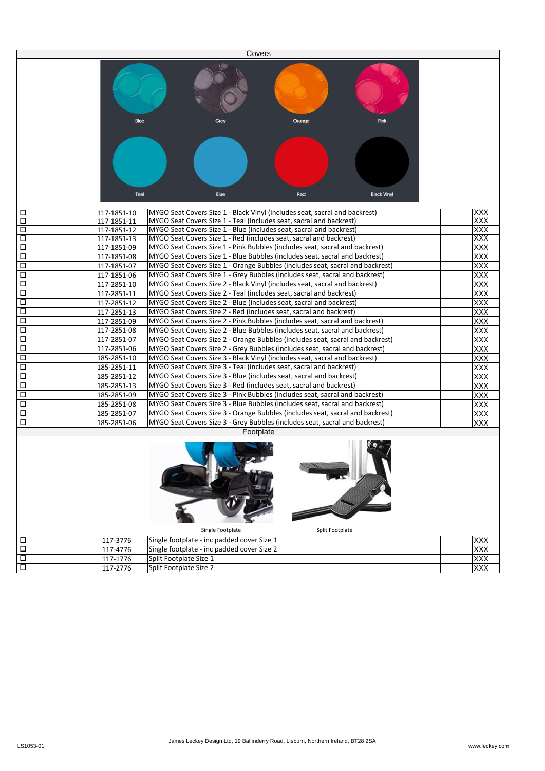## Covers

Blue | Grey | Orange | Pink

Teal | Blue | Red | Black Vinyl

| | | | | |
|---|---|---|---|---|
| ☐ | 117-1851-10 | MYGO Seat Covers Size 1 - Black Vinyl (includes seat, sacral and backrest) | | XXX |
| ☐ | 117-1851-11 | MYGO Seat Covers Size 1 - Teal (includes seat, sacral and backrest) | | XXX |
| ☐ | 117-1851-12 | MYGO Seat Covers Size 1 - Blue (includes seat, sacral and backrest) | | XXX |
| ☐ | 117-1851-13 | MYGO Seat Covers Size 1 - Red (includes seat, sacral and backrest) | | XXX |
| ☐ | 117-1851-09 | MYGO Seat Covers Size 1 - Pink Bubbles (includes seat, sacral and backrest) | | XXX |
| ☐ | 117-1851-08 | MYGO Seat Covers Size 1 - Blue Bubbles (includes seat, sacral and backrest) | | XXX |
| ☐ | 117-1851-07 | MYGO Seat Covers Size 1 - Orange Bubbles (includes seat, sacral and backrest) | | XXX |
| ☐ | 117-1851-06 | MYGO Seat Covers Size 1 - Grey Bubbles (includes seat, sacral and backrest) | | XXX |
| ☐ | 117-2851-10 | MYGO Seat Covers Size 2 - Black Vinyl (includes seat, sacral and backrest) | | XXX |
| ☐ | 117-2851-11 | MYGO Seat Covers Size 2 - Teal (includes seat, sacral and backrest) | | XXX |
| ☐ | 117-2851-12 | MYGO Seat Covers Size 2 - Blue (includes seat, sacral and backrest) | | XXX |
| ☐ | 117-2851-13 | MYGO Seat Covers Size 2 - Red (includes seat, sacral and backrest) | | XXX |
| ☐ | 117-2851-09 | MYGO Seat Covers Size 2 - Pink Bubbles (includes seat, sacral and backrest) | | XXX |
| ☐ | 117-2851-08 | MYGO Seat Covers Size 2 - Blue Bubbles (includes seat, sacral and backrest) | | XXX |
| ☐ | 117-2851-07 | MYGO Seat Covers Size 2 - Orange Bubbles (includes seat, sacral and backrest) | | XXX |
| ☐ | 117-2851-06 | MYGO Seat Covers Size 2 - Grey Bubbles (includes seat, sacral and backrest) | | XXX |
| ☐ | 185-2851-10 | MYGO Seat Covers Size 3 - Black Vinyl (includes seat, sacral and backrest) | | XXX |
| ☐ | 185-2851-11 | MYGO Seat Covers Size 3 - Teal (includes seat, sacral and backrest) | | XXX |
| ☐ | 185-2851-12 | MYGO Seat Covers Size 3 - Blue (includes seat, sacral and backrest) | | XXX |
| ☐ | 185-2851-13 | MYGO Seat Covers Size 3 - Red (includes seat, sacral and backrest) | | XXX |
| ☐ | 185-2851-09 | MYGO Seat Covers Size 3 - Pink Bubbles (includes seat, sacral and backrest) | | XXX |
| ☐ | 185-2851-08 | MYGO Seat Covers Size 3 - Blue Bubbles (includes seat, sacral and backrest) | | XXX |
| ☐ | 185-2851-07 | MYGO Seat Covers Size 3 - Orange Bubbles (includes seat, sacral and backrest) | | XXX |
| ☐ | 185-2851-06 | MYGO Seat Covers Size 3 - Grey Bubbles (includes seat, sacral and backrest) | | XXX |

## Footplate

Single Footplate | Split Footplate

| | | | | |
|---|---|---|---|---|
| ☐ | 117-3776 | Single footplate - inc padded cover Size 1 | | XXX |
| ☐ | 117-4776 | Single footplate - inc padded cover Size 2 | | XXX |
| ☐ | 117-1776 | Split Footplate Size 1 | | XXX |
| ☐ | 117-2776 | Split Footplate Size 2 | | XXX |

LS1053-01

James Leckey Design Ltd, 19 Ballinderry Road, Lisburn, Northern Ireland, BT28 2SA

www.leckey.com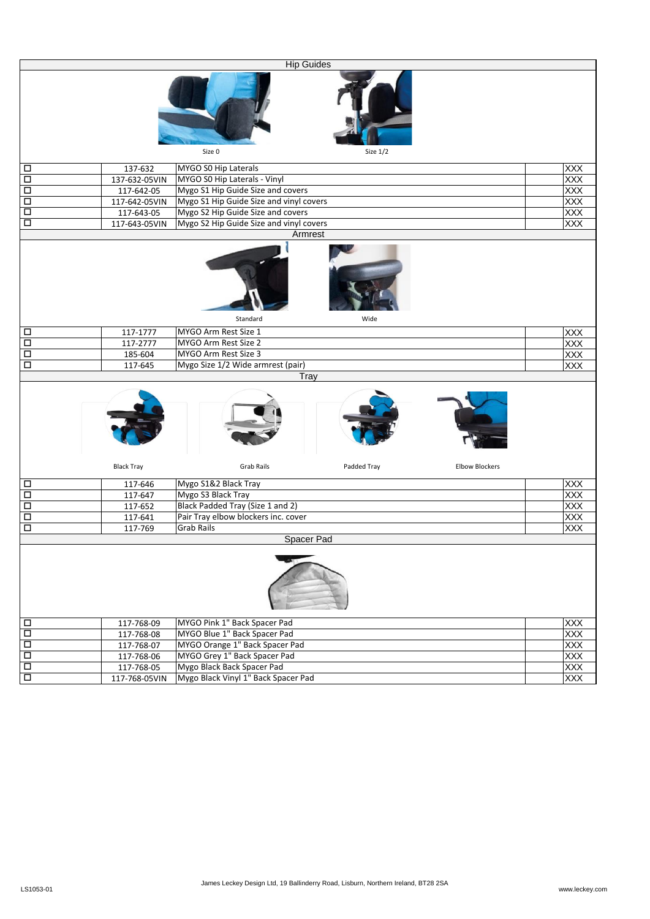## Hip Guides

Size 0 | Size 1/2

| | | | | |
|---|---|---|---|---|
| ☐ | 137-632 | MYGO S0 Hip Laterals | | XXX |
| ☐ | 137-632-05VIN | MYGO S0 Hip Laterals - Vinyl | | XXX |
| ☐ | 117-642-05 | Mygo S1 Hip Guide Size and covers | | XXX |
| ☐ | 117-642-05VIN | Mygo S1 Hip Guide Size and vinyl covers | | XXX |
| ☐ | 117-643-05 | Mygo S2 Hip Guide Size and covers | | XXX |
| ☐ | 117-643-05VIN | Mygo S2 Hip Guide Size and vinyl covers | | XXX |

## Armrest

Standard | Wide

| | | | | |
|---|---|---|---|---|
| ☐ | 117-1777 | MYGO Arm Rest Size 1 | | XXX |
| ☐ | 117-2777 | MYGO Arm Rest Size 2 | | XXX |
| ☐ | 185-604 | MYGO Arm Rest Size 3 | | XXX |
| ☐ | 117-645 | Mygo Size 1/2 Wide armrest (pair) | | XXX |

## Tray

Black Tray | Grab Rails | Padded Tray | Elbow Blockers

| | | | | |
|---|---|---|---|---|
| ☐ | 117-646 | Mygo S1&2 Black Tray | | XXX |
| ☐ | 117-647 | Mygo S3 Black Tray | | XXX |
| ☐ | 117-652 | Black Padded Tray (Size 1 and 2) | | XXX |
| ☐ | 117-641 | Pair Tray elbow blockers inc. cover | | XXX |
| ☐ | 117-769 | Grab Rails | | XXX |

## Spacer Pad

| | | | | |
|---|---|---|---|---|
| ☐ | 117-768-09 | MYGO Pink 1" Back Spacer Pad | | XXX |
| ☐ | 117-768-08 | MYGO Blue 1" Back Spacer Pad | | XXX |
| ☐ | 117-768-07 | MYGO Orange 1" Back Spacer Pad | | XXX |
| ☐ | 117-768-06 | MYGO Grey 1" Back Spacer Pad | | XXX |
| ☐ | 117-768-05 | Mygo Black Back Spacer Pad | | XXX |
| ☐ | 117-768-05VIN | Mygo Black Vinyl 1" Back Spacer Pad | | XXX |

LS1053-01 — James Leckey Design Ltd, 19 Ballinderry Road, Lisburn, Northern Ireland, BT28 2SA — www.leckey.com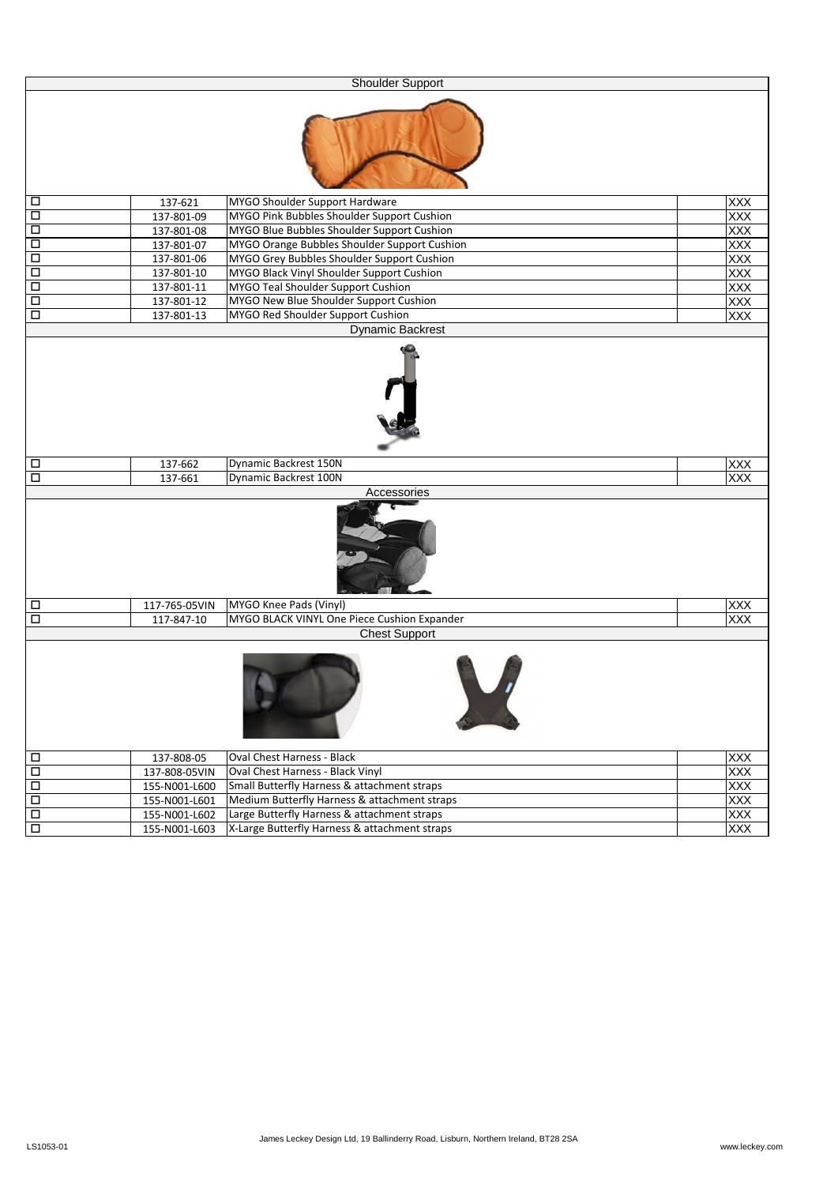## Shoulder Support

| | Code | Description | | Price |
|---|---|---|---|---|
| ☐ | 137-621 | MYGO Shoulder Support Hardware | | XXX |
| ☐ | 137-801-09 | MYGO Pink Bubbles Shoulder Support Cushion | | XXX |
| ☐ | 137-801-08 | MYGO Blue Bubbles Shoulder Support Cushion | | XXX |
| ☐ | 137-801-07 | MYGO Orange Bubbles Shoulder Support Cushion | | XXX |
| ☐ | 137-801-06 | MYGO Grey Bubbles Shoulder Support Cushion | | XXX |
| ☐ | 137-801-10 | MYGO Black Vinyl Shoulder Support Cushion | | XXX |
| ☐ | 137-801-11 | MYGO Teal Shoulder Support Cushion | | XXX |
| ☐ | 137-801-12 | MYGO New Blue Shoulder Support Cushion | | XXX |
| ☐ | 137-801-13 | MYGO Red Shoulder Support Cushion | | XXX |

## Dynamic Backrest

| | Code | Description | | Price |
|---|---|---|---|---|
| ☐ | 137-662 | Dynamic Backrest 150N | | XXX |
| ☐ | 137-661 | Dynamic Backrest 100N | | XXX |

## Accessories

| | Code | Description | | Price |
|---|---|---|---|---|
| ☐ | 117-765-05VIN | MYGO Knee Pads (Vinyl) | | XXX |
| ☐ | 117-847-10 | MYGO BLACK VINYL One Piece Cushion Expander | | XXX |

## Chest Support

| | Code | Description | | Price |
|---|---|---|---|---|
| ☐ | 137-808-05 | Oval Chest Harness - Black | | XXX |
| ☐ | 137-808-05VIN | Oval Chest Harness - Black Vinyl | | XXX |
| ☐ | 155-N001-L600 | Small Butterfly Harness & attachment straps | | XXX |
| ☐ | 155-N001-L601 | Medium Butterfly Harness & attachment straps | | XXX |
| ☐ | 155-N001-L602 | Large Butterfly Harness & attachment straps | | XXX |
| ☐ | 155-N001-L603 | X-Large Butterfly Harness & attachment straps | | XXX |

LS1053-01 James Leckey Design Ltd, 19 Ballinderry Road, Lisburn, Northern Ireland, BT28 2SA www.leckey.com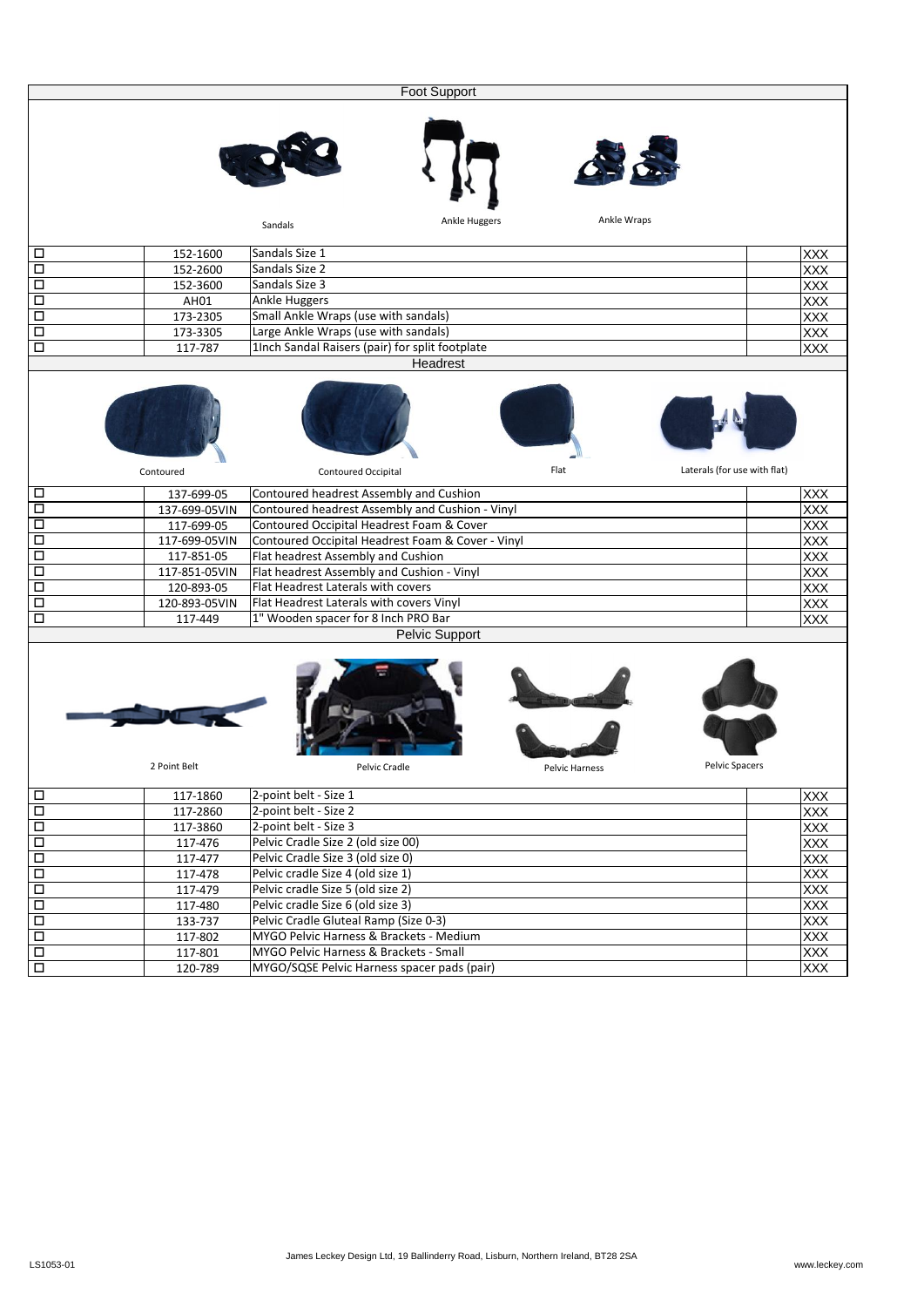## Foot Support

Sandals | Ankle Huggers | Ankle Wraps

| | Code | Description | | Price |
|---|---|---|---|---|
| ☐ | 152-1600 | Sandals Size 1 | | XXX |
| ☐ | 152-2600 | Sandals Size 2 | | XXX |
| ☐ | 152-3600 | Sandals Size 3 | | XXX |
| ☐ | AH01 | Ankle Huggers | | XXX |
| ☐ | 173-2305 | Small Ankle Wraps (use with sandals) | | XXX |
| ☐ | 173-3305 | Large Ankle Wraps (use with sandals) | | XXX |
| ☐ | 117-787 | 1Inch Sandal Raisers (pair) for split footplate | | XXX |

## Headrest

Contoured | Contoured Occipital | Flat | Laterals (for use with flat)

| | Code | Description | | Price |
|---|---|---|---|---|
| ☐ | 137-699-05 | Contoured headrest Assembly and Cushion | | XXX |
| ☐ | 137-699-05VIN | Contoured headrest Assembly and Cushion - Vinyl | | XXX |
| ☐ | 117-699-05 | Contoured Occipital Headrest Foam & Cover | | XXX |
| ☐ | 117-699-05VIN | Contoured Occipital Headrest Foam & Cover - Vinyl | | XXX |
| ☐ | 117-851-05 | Flat headrest Assembly and Cushion | | XXX |
| ☐ | 117-851-05VIN | Flat headrest Assembly and Cushion - Vinyl | | XXX |
| ☐ | 120-893-05 | Flat Headrest Laterals with covers | | XXX |
| ☐ | 120-893-05VIN | Flat Headrest Laterals with covers Vinyl | | XXX |
| ☐ | 117-449 | 1" Wooden spacer for 8 Inch PRO Bar | | XXX |

## Pelvic Support

2 Point Belt | Pelvic Cradle | Pelvic Harness | Pelvic Spacers

| | Code | Description | | Price |
|---|---|---|---|---|
| ☐ | 117-1860 | 2-point belt - Size 1 | | XXX |
| ☐ | 117-2860 | 2-point belt - Size 2 | | XXX |
| ☐ | 117-3860 | 2-point belt - Size 3 | | XXX |
| ☐ | 117-476 | Pelvic Cradle Size 2 (old size 00) | | XXX |
| ☐ | 117-477 | Pelvic Cradle Size 3 (old size 0) | | XXX |
| ☐ | 117-478 | Pelvic cradle Size 4 (old size 1) | | XXX |
| ☐ | 117-479 | Pelvic cradle Size 5 (old size 2) | | XXX |
| ☐ | 117-480 | Pelvic cradle Size 6 (old size 3) | | XXX |
| ☐ | 133-737 | Pelvic Cradle Gluteal Ramp (Size 0-3) | | XXX |
| ☐ | 117-802 | MYGO Pelvic Harness & Brackets - Medium | | XXX |
| ☐ | 117-801 | MYGO Pelvic Harness & Brackets - Small | | XXX |
| ☐ | 120-789 | MYGO/SQSE Pelvic Harness spacer pads (pair) | | XXX |

LS1053-01

James Leckey Design Ltd, 19 Ballinderry Road, Lisburn, Northern Ireland, BT28 2SA

www.leckey.com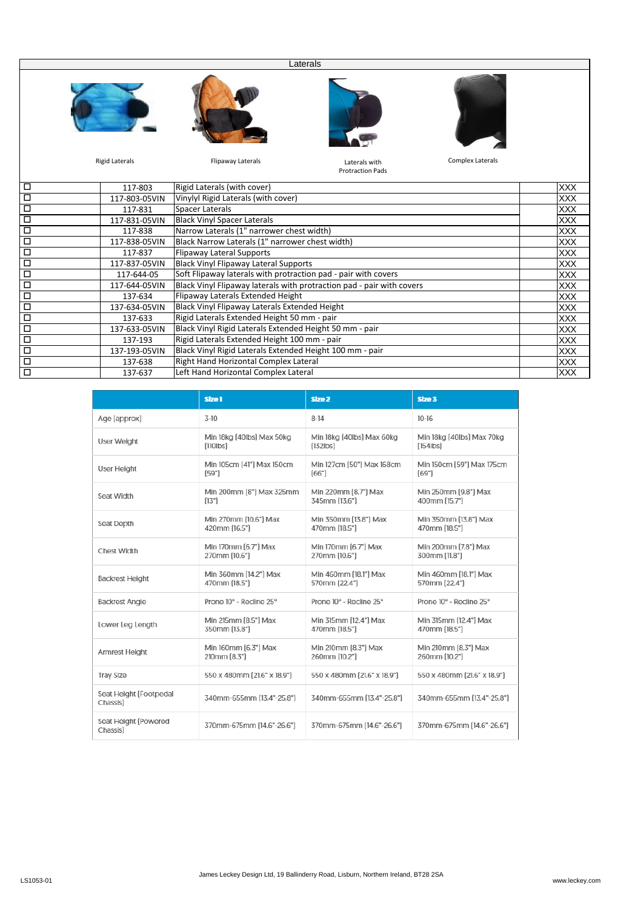## Laterals

Rigid Laterals

Flipaway Laterals

Laterals with Protraction Pads

Complex Laterals

| | | | | |
|---|---|---|---|---|
| ☐ | 117-803 | Rigid Laterals (with cover) | | XXX |
| ☐ | 117-803-05VIN | Vinylyl Rigid Laterals (with cover) | | XXX |
| ☐ | 117-831 | Spacer Laterals | | XXX |
| ☐ | 117-831-05VIN | Black Vinyl Spacer Laterals | | XXX |
| ☐ | 117-838 | Narrow Laterals (1" narrower chest width) | | XXX |
| ☐ | 117-838-05VIN | Black Narrow Laterals (1" narrower chest width) | | XXX |
| ☐ | 117-837 | Flipaway Lateral Supports | | XXX |
| ☐ | 117-837-05VIN | Black Vinyl Flipaway Lateral Supports | | XXX |
| ☐ | 117-644-05 | Soft Flipaway laterals with protraction pad - pair with covers | | XXX |
| ☐ | 117-644-05VIN | Black Vinyl Flipaway laterals with protraction pad - pair with covers | | XXX |
| ☐ | 137-634 | Flipaway Laterals Extended Height | | XXX |
| ☐ | 137-634-05VIN | Black Vinyl Flipaway Laterals Extended Height | | XXX |
| ☐ | 137-633 | Rigid Laterals Extended Height 50 mm - pair | | XXX |
| ☐ | 137-633-05VIN | Black Vinyl Rigid Laterals Extended Height 50 mm - pair | | XXX |
| ☐ | 137-193 | Rigid Laterals Extended Height 100 mm - pair | | XXX |
| ☐ | 137-193-05VIN | Black Vinyl Rigid Laterals Extended Height 100 mm - pair | | XXX |
| ☐ | 137-638 | Right Hand Horizontal Complex Lateral | | XXX |
| ☐ | 137-637 | Left Hand Horizontal Complex Lateral | | XXX |

| | Size 1 | Size 2 | Size 3 |
|---|---|---|---|
| Age (approx) | 3-10 | 8-14 | 10-16 |
| User Weight | Min 18kg (40lbs) Max 50kg (110lbs) | Min 18kg (40lbs) Max 60kg (132lbs) | Min 18kg (40lbs) Max 70kg (154lbs) |
| User Height | Min 105cm (41") Max 150cm (59") | Min 127cm (50") Max 168cm (66") | Min 150cm (59") Max 175cm (69") |
| Seat Width | Min 200mm (8") Max 325mm (13") | Min 220mm (8.7") Max 345mm (13.6") | Min 250mm (9.8") Max 400mm (15.7") |
| Seat Depth | Min 270mm (10.6") Max 420mm (16.5") | Min 350mm (13.8") Max 470mm (18.5") | Min 350mm (13.8") Max 470mm (18.5") |
| Chest Width | Min 170mm (6.7") Max 270mm (10.6") | Min 170mm (6.7") Max 270mm (10.6") | Min 200mm (7.8") Max 300mm (11.8") |
| Backrest Height | Min 360mm (14.2") Max 470mm (18.5") | Min 460mm (18.1") Max 570mm (22.4") | Min 460mm (18.1") Max 570mm (22.4") |
| Backrest Angle | Prone 10° - Recline 25° | Prone 10° - Recline 25° | Prone 10° - Recline 25° |
| Lower Leg Length | Min 215mm (8.5") Max 350mm (13.8") | Min 315mm (12.4") Max 470mm (18.5") | Min 315mm (12.4") Max 470mm (18.5") |
| Armrest Height | Min 160mm (6.3") Max 210mm (8.3") | Min 210mm (8.3") Max 260mm (10.2") | Min 210mm (8.3") Max 260mm (10.2") |
| Tray Size | 550 x 480mm (21.6" x 18.9") | 550 x 480mm (21.6" x 18.9") | 550 x 480mm (21.6" x 18.9") |
| Seat Height (Footpedal Chassis) | 340mm-655mm (13.4"-25.8") | 340mm-655mm (13.4"-25.8") | 340mm-655mm (13.4"-25.8") |
| Seat Height (Powered Chassis) | 370mm-675mm (14.6"-26.6") | 370mm-675mm (14.6"-26.6") | 370mm-675mm (14.6"-26.6") |

LS1053-01

James Leckey Design Ltd, 19 Ballinderry Road, Lisburn, Northern Ireland, BT28 2SA

www.leckey.com